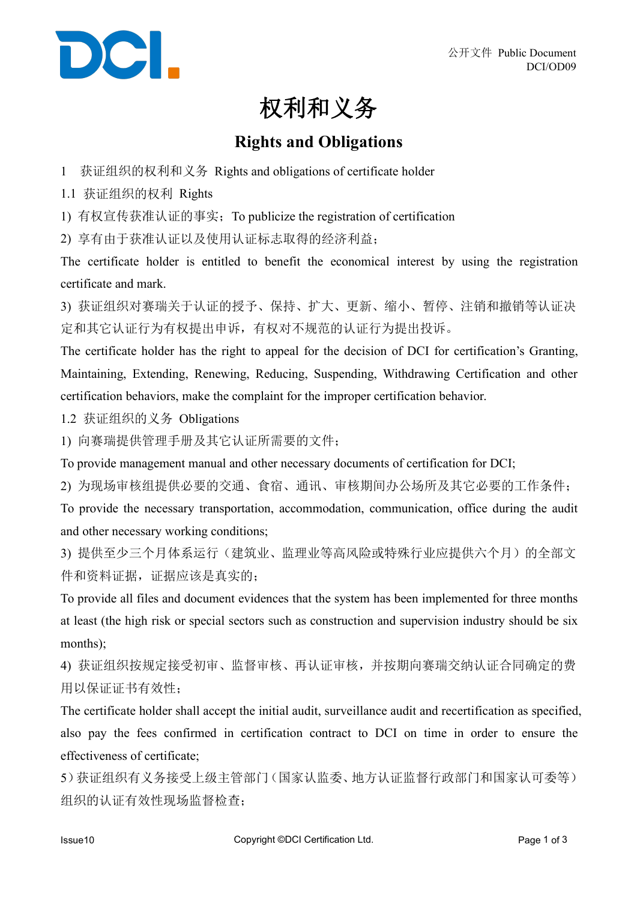# 权利和义务

## Rights and Obligations

1 获证组织的权利和义务 Rights and obligations of certificate holder

1.1 获证组织的权利 Rights

1) 有权宣传获准认证的事实；To publicize the registration of certification

2) 享有由于获准认证以及使用认证标志取得的经济利益；

The certificate holder is entitled to benefit the economical interest by using the registration certificate and mark.

3) 获证组织对赛瑞关于认证的授予、保持、扩大、更新、缩小、暂停、注销和撤销等认证决定和其它认证行为有权提出申诉，有权对不规范的认证行为提出投诉。

The certificate holder has the right to appeal for the decision of DCI for certification's Granting, Maintaining, Extending, Renewing, Reducing, Suspending, Withdrawing Certification and other certification behaviors, make the complaint for the improper certification behavior.

1.2 获证组织的义务 Obligations

1) 向赛瑞提供管理手册及其它认证所需要的文件；

To provide management manual and other necessary documents of certification for DCI;

2) 为现场审核组提供必要的交通、食宿、通讯、审核期间办公场所及其它必要的工作条件；

To provide the necessary transportation, accommodation, communication, office during the audit and other necessary working conditions;

3) 提供至少三个月体系运行（建筑业、监理业等高风险或特殊行业应提供六个月）的全部文件和资料证据，证据应该是真实的；

To provide all files and document evidences that the system has been implemented for three months at least (the high risk or special sectors such as construction and supervision industry should be six months);

4) 获证组织按规定接受初审、监督审核、再认证审核，并按期向赛瑞交纳认证合同确定的费用以保证证书有效性；

The certificate holder shall accept the initial audit, surveillance audit and recertification as specified, also pay the fees confirmed in certification contract to DCI on time in order to ensure the effectiveness of certificate;

5）获证组织有义务接受上级主管部门（国家认监委、地方认证监督行政部门和国家认可委等）组织的认证有效性现场监督检查；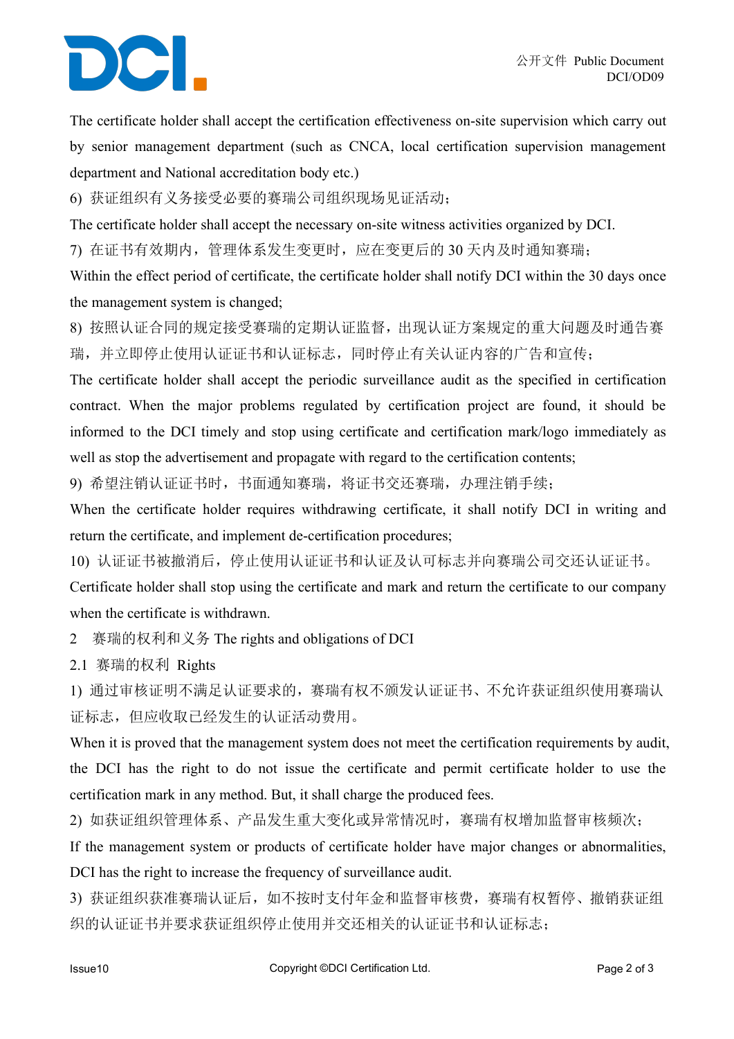The certificate holder shall accept the certification effectiveness on-site supervision which carry out by senior management department (such as CNCA, local certification supervision management department and National accreditation body etc.)

6) 获证组织有义务接受必要的赛瑞公司组织现场见证活动；

The certificate holder shall accept the necessary on-site witness activities organized by DCI.

7) 在证书有效期内，管理体系发生变更时，应在变更后的 30 天内及时通知赛瑞；

Within the effect period of certificate, the certificate holder shall notify DCI within the 30 days once the management system is changed;

8) 按照认证合同的规定接受赛瑞的定期认证监督，出现认证方案规定的重大问题及时通告赛瑞，并立即停止使用认证证书和认证标志，同时停止有关认证内容的广告和宣传；

The certificate holder shall accept the periodic surveillance audit as the specified in certification contract. When the major problems regulated by certification project are found, it should be informed to the DCI timely and stop using certificate and certification mark/logo immediately as well as stop the advertisement and propagate with regard to the certification contents;

9) 希望注销认证证书时，书面通知赛瑞，将证书交还赛瑞，办理注销手续；

When the certificate holder requires withdrawing certificate, it shall notify DCI in writing and return the certificate, and implement de-certification procedures;

10) 认证证书被撤消后，停止使用认证证书和认证及认可标志并向赛瑞公司交还认证证书。

Certificate holder shall stop using the certificate and mark and return the certificate to our company when the certificate is withdrawn.

2 赛瑞的权利和义务 The rights and obligations of DCI

2.1 赛瑞的权利 Rights

1) 通过审核证明不满足认证要求的，赛瑞有权不颁发认证证书、不允许获证组织使用赛瑞认证标志，但应收取已经发生的认证活动费用。

When it is proved that the management system does not meet the certification requirements by audit, the DCI has the right to do not issue the certificate and permit certificate holder to use the certification mark in any method. But, it shall charge the produced fees.

2) 如获证组织管理体系、产品发生重大变化或异常情况时，赛瑞有权增加监督审核频次；

If the management system or products of certificate holder have major changes or abnormalities, DCI has the right to increase the frequency of surveillance audit.

3) 获证组织获准赛瑞认证后，如不按时支付年金和监督审核费，赛瑞有权暂停、撤销获证组织的认证证书并要求获证组织停止使用并交还相关的认证证书和认证标志；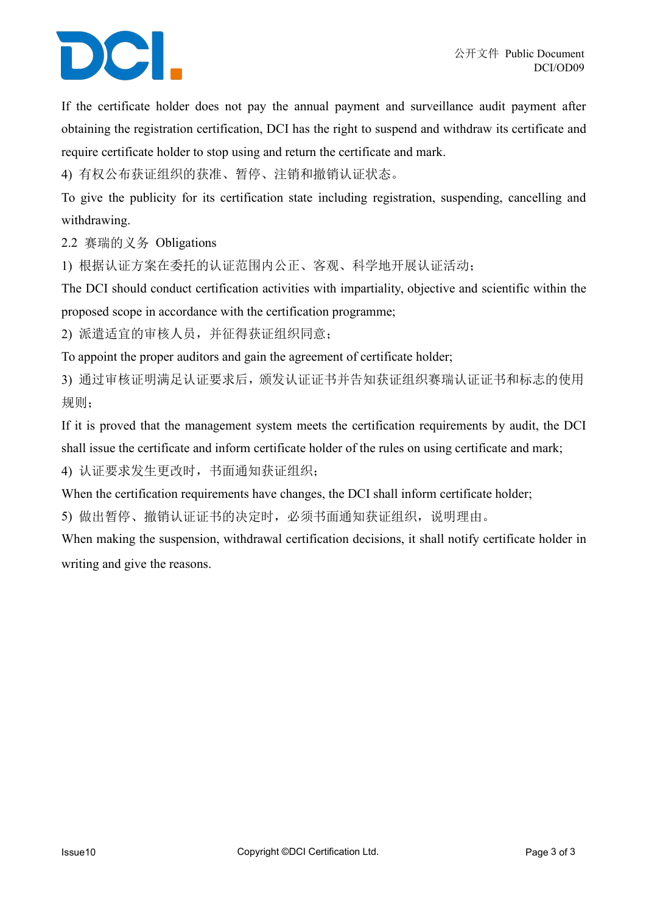If the certificate holder does not pay the annual payment and surveillance audit payment after obtaining the registration certification, DCI has the right to suspend and withdraw its certificate and require certificate holder to stop using and return the certificate and mark.

4) 有权公布获证组织的获准、暂停、注销和撤销认证状态。

To give the publicity for its certification state including registration, suspending, cancelling and withdrawing.

2.2 赛瑞的义务 Obligations

1) 根据认证方案在委托的认证范围内公正、客观、科学地开展认证活动；

The DCI should conduct certification activities with impartiality, objective and scientific within the proposed scope in accordance with the certification programme;

2) 派遣适宜的审核人员，并征得获证组织同意；

To appoint the proper auditors and gain the agreement of certificate holder;

3) 通过审核证明满足认证要求后，颁发认证证书并告知获证组织赛瑞认证证书和标志的使用规则；

If it is proved that the management system meets the certification requirements by audit, the DCI shall issue the certificate and inform certificate holder of the rules on using certificate and mark;

4) 认证要求发生更改时，书面通知获证组织；

When the certification requirements have changes, the DCI shall inform certificate holder;

5) 做出暂停、撤销认证证书的决定时，必须书面通知获证组织，说明理由。

When making the suspension, withdrawal certification decisions, it shall notify certificate holder in writing and give the reasons.